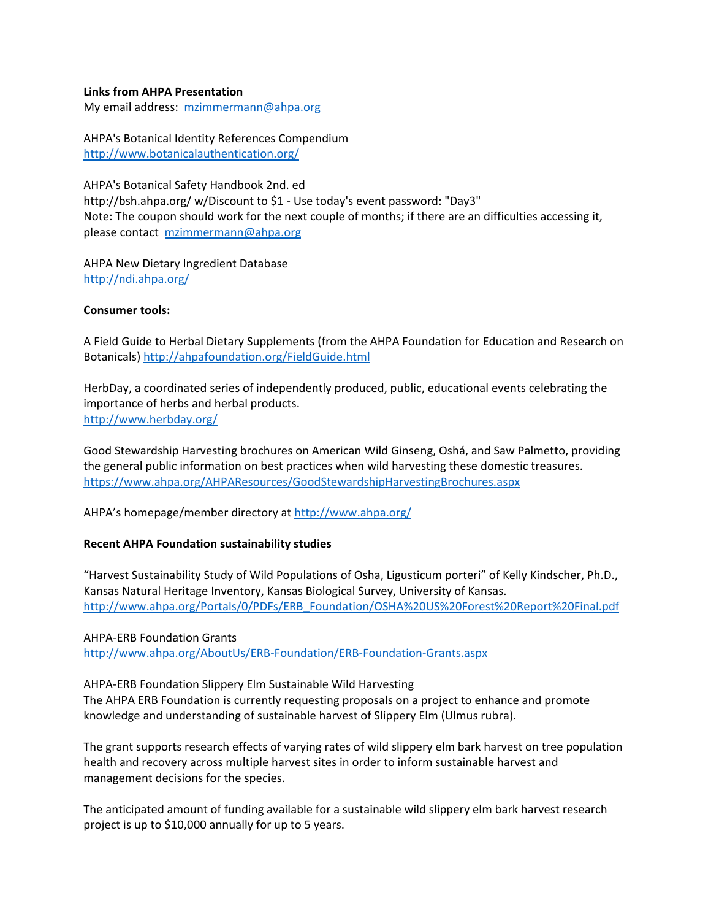**Links from AHPA Presentation**

My email address: mzimmermann@ahpa.org

AHPA's Botanical Identity References Compendium
http://www.botanicalauthentication.org/

AHPA's Botanical Safety Handbook 2nd. ed
http://bsh.ahpa.org/ w/Discount to $1 - Use today's event password: "Day3"
Note: The coupon should work for the next couple of months; if there are an difficulties accessing it, please contact mzimmermann@ahpa.org

AHPA New Dietary Ingredient Database
http://ndi.ahpa.org/

**Consumer tools:**

A Field Guide to Herbal Dietary Supplements (from the AHPA Foundation for Education and Research on Botanicals) http://ahpafoundation.org/FieldGuide.html

HerbDay, a coordinated series of independently produced, public, educational events celebrating the importance of herbs and herbal products.
http://www.herbday.org/

Good Stewardship Harvesting brochures on American Wild Ginseng, Oshá, and Saw Palmetto, providing the general public information on best practices when wild harvesting these domestic treasures.
https://www.ahpa.org/AHPAResources/GoodStewardshipHarvestingBrochures.aspx

AHPA's homepage/member directory at http://www.ahpa.org/

**Recent AHPA Foundation sustainability studies**

"Harvest Sustainability Study of Wild Populations of Osha, Ligusticum porteri" of Kelly Kindscher, Ph.D., Kansas Natural Heritage Inventory, Kansas Biological Survey, University of Kansas.
http://www.ahpa.org/Portals/0/PDFs/ERB_Foundation/OSHA%20US%20Forest%20Report%20Final.pdf

AHPA-ERB Foundation Grants
http://www.ahpa.org/AboutUs/ERB-Foundation/ERB-Foundation-Grants.aspx

AHPA-ERB Foundation Slippery Elm Sustainable Wild Harvesting
The AHPA ERB Foundation is currently requesting proposals on a project to enhance and promote knowledge and understanding of sustainable harvest of Slippery Elm (Ulmus rubra).

The grant supports research effects of varying rates of wild slippery elm bark harvest on tree population health and recovery across multiple harvest sites in order to inform sustainable harvest and management decisions for the species.

The anticipated amount of funding available for a sustainable wild slippery elm bark harvest research project is up to $10,000 annually for up to 5 years.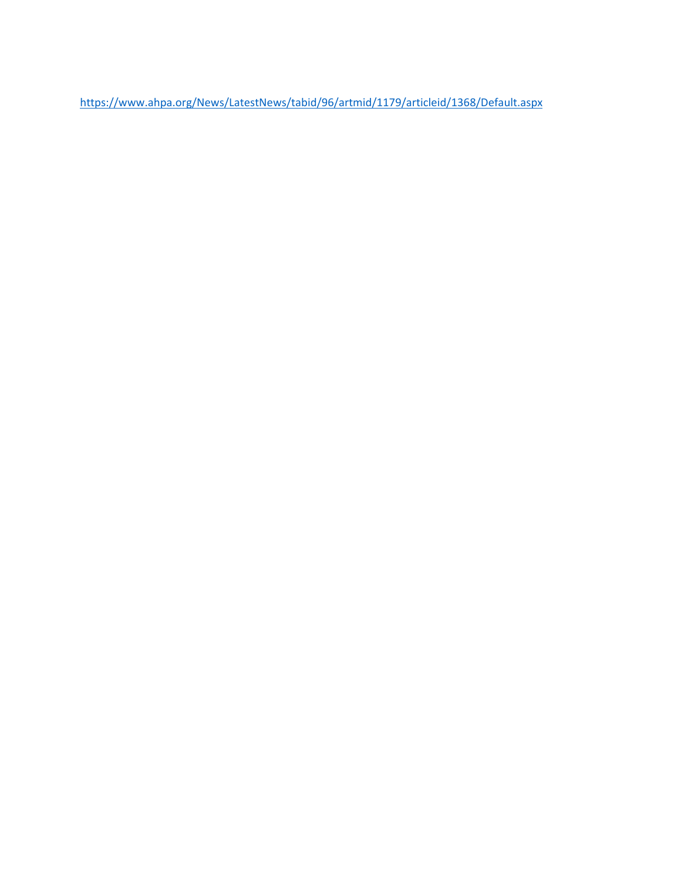https://www.ahpa.org/News/LatestNews/tabid/96/artmid/1179/articleid/1368/Default.aspx